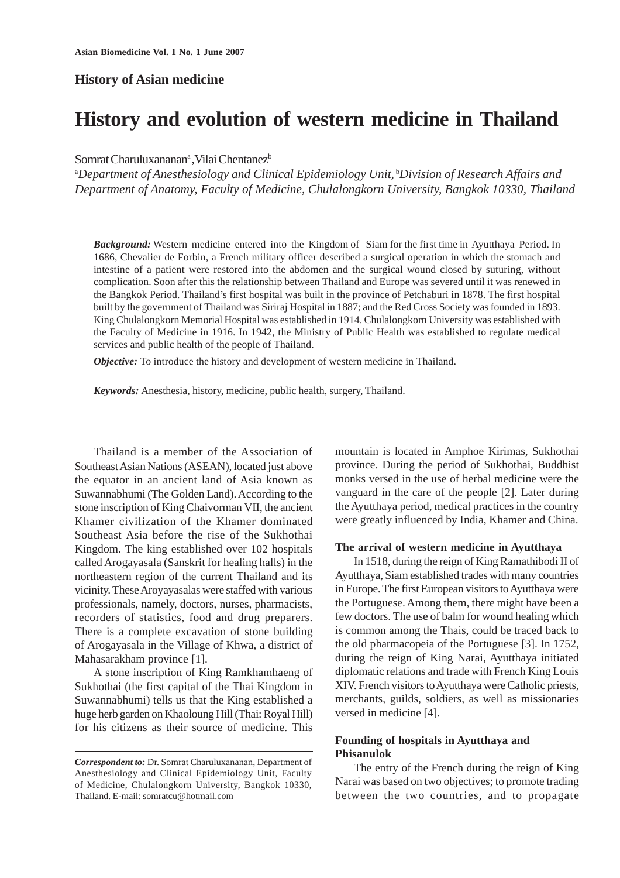History of Asian medicine

# History and evolution of western medicine in Thailand

Somrat Charuluxananan[a], Vilai Chentanez[b]

[a]*Department of Anesthesiology and Clinical Epidemiology Unit,* [b]*Division of Research Affairs and Department of Anatomy, Faculty of Medicine, Chulalongkorn University, Bangkok 10330, Thailand*

---

***Background:*** Western medicine entered into the Kingdom of Siam for the first time in Ayutthaya Period. In 1686, Chevalier de Forbin, a French military officer described a surgical operation in which the stomach and intestine of a patient were restored into the abdomen and the surgical wound closed by suturing, without complication. Soon after this the relationship between Thailand and Europe was severed until it was renewed in the Bangkok Period. Thailand's first hospital was built in the province of Petchaburi in 1878. The first hospital built by the government of Thailand was Siriraj Hospital in 1887; and the Red Cross Society was founded in 1893. King Chulalongkorn Memorial Hospital was established in 1914. Chulalongkorn University was established with the Faculty of Medicine in 1916. In 1942, the Ministry of Public Health was established to regulate medical services and public health of the people of Thailand.

***Objective:*** To introduce the history and development of western medicine in Thailand.

***Keywords:*** Anesthesia, history, medicine, public health, surgery, Thailand.

---

Thailand is a member of the Association of Southeast Asian Nations (ASEAN), located just above the equator in an ancient land of Asia known as Suwannabhumi (The Golden Land). According to the stone inscription of King Chaivorman VII, the ancient Khamer civilization of the Khamer dominated Southeast Asia before the rise of the Sukhothai Kingdom. The king established over 102 hospitals called Arogayasala (Sanskrit for healing halls) in the northeastern region of the current Thailand and its vicinity. These Aroyayasalas were staffed with various professionals, namely, doctors, nurses, pharmacists, recorders of statistics, food and drug preparers. There is a complete excavation of stone building of Arogayasala in the Village of Khwa, a district of Mahasarakham province [1].

A stone inscription of King Ramkhamhaeng of Sukhothai (the first capital of the Thai Kingdom in Suwannabhumi) tells us that the King established a huge herb garden on Khaoloung Hill (Thai: Royal Hill) for his citizens as their source of medicine. This mountain is located in Amphoe Kirimas, Sukhothai province. During the period of Sukhothai, Buddhist monks versed in the use of herbal medicine were the vanguard in the care of the people [2]. Later during the Ayutthaya period, medical practices in the country were greatly influenced by India, Khamer and China.

### The arrival of western medicine in Ayutthaya

In 1518, during the reign of King Ramathibodi II of Ayutthaya, Siam established trades with many countries in Europe. The first European visitors to Ayutthaya were the Portuguese. Among them, there might have been a few doctors. The use of balm for wound healing which is common among the Thais, could be traced back to the old pharmacopeia of the Portuguese [3]. In 1752, during the reign of King Narai, Ayutthaya initiated diplomatic relations and trade with French King Louis XIV. French visitors to Ayutthaya were Catholic priests, merchants, guilds, soldiers, as well as missionaries versed in medicine [4].

### Founding of hospitals in Ayutthaya and Phisanulok

The entry of the French during the reign of King Narai was based on two objectives; to promote trading between the two countries, and to propagate

---

***Correspondent to:*** Dr. Somrat Charuluxananan, Department of Anesthesiology and Clinical Epidemiology Unit, Faculty of Medicine, Chulalongkorn University, Bangkok 10330, Thailand. E-mail: somratcu@hotmail.com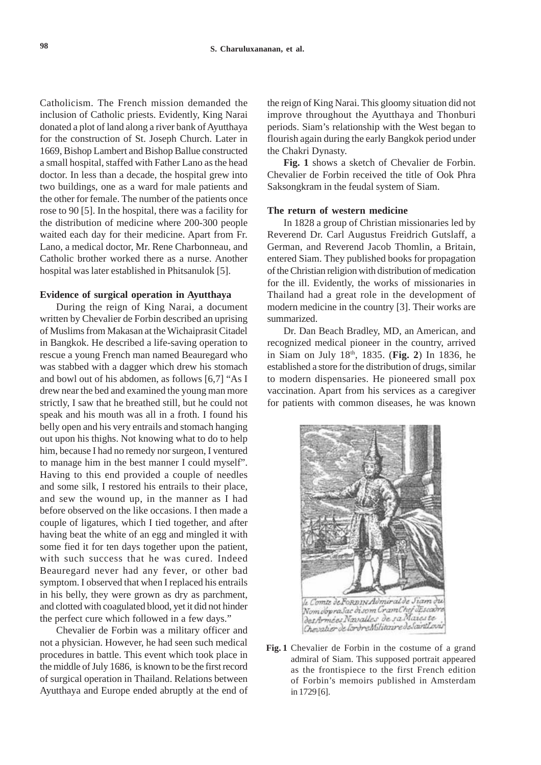Catholicism. The French mission demanded the inclusion of Catholic priests. Evidently, King Narai donated a plot of land along a river bank of Ayutthaya for the construction of St. Joseph Church. Later in 1669, Bishop Lambert and Bishop Ballue constructed a small hospital, staffed with Father Lano as the head doctor. In less than a decade, the hospital grew into two buildings, one as a ward for male patients and the other for female. The number of the patients once rose to 90 [5]. In the hospital, there was a facility for the distribution of medicine where 200-300 people waited each day for their medicine. Apart from Fr. Lano, a medical doctor, Mr. Rene Charbonneau, and Catholic brother worked there as a nurse. Another hospital was later established in Phitsanulok [5].

### Evidence of surgical operation in Ayutthaya

During the reign of King Narai, a document written by Chevalier de Forbin described an uprising of Muslims from Makasan at the Wichaiprasit Citadel in Bangkok. He described a life-saving operation to rescue a young French man named Beauregard who was stabbed with a dagger which drew his stomach and bowl out of his abdomen, as follows [6,7] "As I drew near the bed and examined the young man more strictly, I saw that he breathed still, but he could not speak and his mouth was all in a froth. I found his belly open and his very entrails and stomach hanging out upon his thighs. Not knowing what to do to help him, because I had no remedy nor surgeon, I ventured to manage him in the best manner I could myself". Having to this end provided a couple of needles and some silk, I restored his entrails to their place, and sew the wound up, in the manner as I had before observed on the like occasions. I then made a couple of ligatures, which I tied together, and after having beat the white of an egg and mingled it with some fied it for ten days together upon the patient, with such success that he was cured. Indeed Beauregard never had any fever, or other bad symptom. I observed that when I replaced his entrails in his belly, they were grown as dry as parchment, and clotted with coagulated blood, yet it did not hinder the perfect cure which followed in a few days."

Chevalier de Forbin was a military officer and not a physician. However, he had seen such medical procedures in battle. This event which took place in the middle of July 1686, is known to be the first record of surgical operation in Thailand. Relations between Ayutthaya and Europe ended abruptly at the end of the reign of King Narai. This gloomy situation did not improve throughout the Ayutthaya and Thonburi periods. Siam's relationship with the West began to flourish again during the early Bangkok period under the Chakri Dynasty.

**Fig. 1** shows a sketch of Chevalier de Forbin. Chevalier de Forbin received the title of Ook Phra Saksongkram in the feudal system of Siam.

### The return of western medicine

In 1828 a group of Christian missionaries led by Reverend Dr. Carl Augustus Freidrich Gutslaff, a German, and Reverend Jacob Thomlin, a Britain, entered Siam. They published books for propagation of the Christian religion with distribution of medication for the ill. Evidently, the works of missionaries in Thailand had a great role in the development of modern medicine in the country [3]. Their works are summarized.

Dr. Dan Beach Bradley, MD, an American, and recognized medical pioneer in the country, arrived in Siam on July 18th, 1835. (**Fig. 2**) In 1836, he established a store for the distribution of drugs, similar to modern dispensaries. He pioneered small pox vaccination. Apart from his services as a caregiver for patients with common diseases, he was known

Le Comte de FORBIN Admiral de Siam du Nom d'opra Sac disom Cram Chef d'Escadre des Armées Navalles de sa Maies te Chevalier de l'ordre Militaire de Saint Louis

**Fig. 1** Chevalier de Forbin in the costume of a grand admiral of Siam. This supposed portrait appeared as the frontispiece to the first French edition of Forbin's memoirs published in Amsterdam in 1729 [6].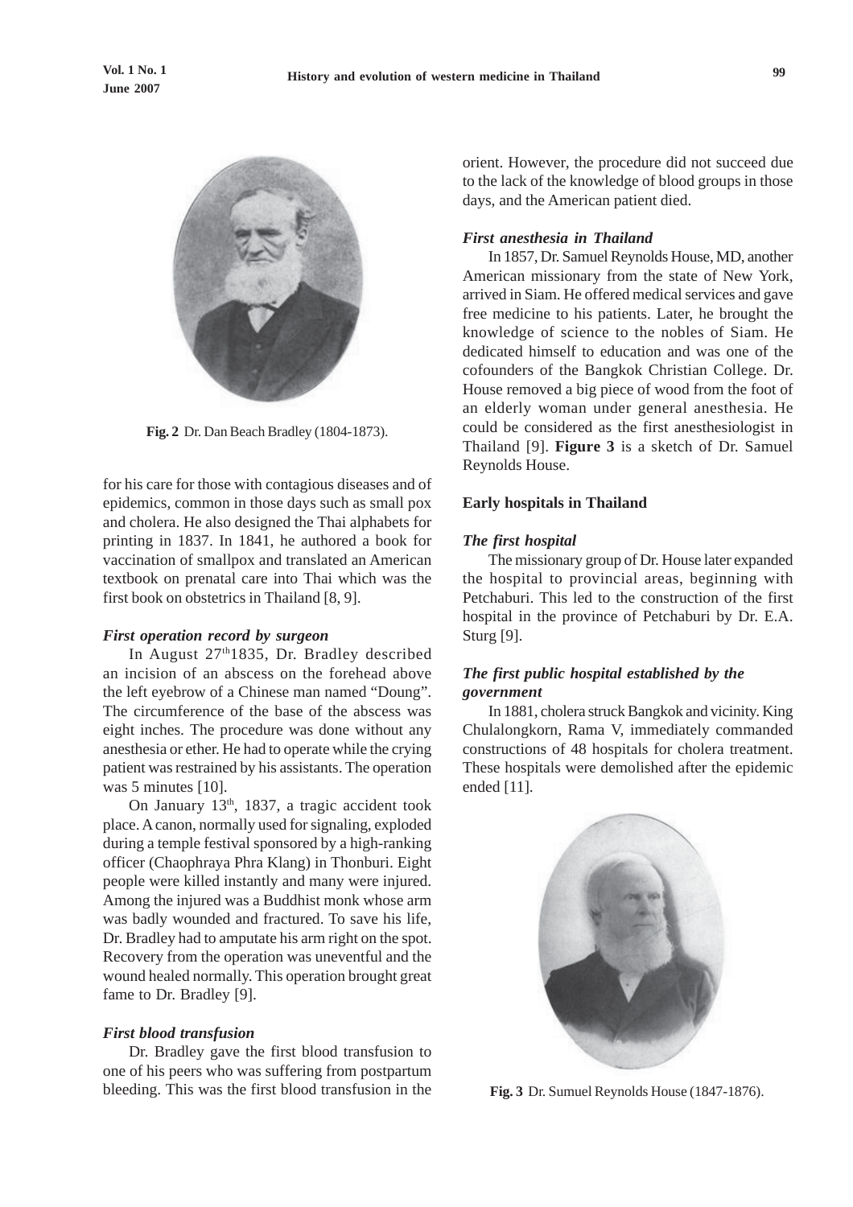Fig. 2 Dr. Dan Beach Bradley (1804-1873).

for his care for those with contagious diseases and of epidemics, common in those days such as small pox and cholera. He also designed the Thai alphabets for printing in 1837. In 1841, he authored a book for vaccination of smallpox and translated an American textbook on prenatal care into Thai which was the first book on obstetrics in Thailand [8, 9].

### *First operation record by surgeon*

In August 27th 1835, Dr. Bradley described an incision of an abscess on the forehead above the left eyebrow of a Chinese man named "Doung". The circumference of the base of the abscess was eight inches. The procedure was done without any anesthesia or ether. He had to operate while the crying patient was restrained by his assistants. The operation was 5 minutes [10].

On January 13th, 1837, a tragic accident took place. A canon, normally used for signaling, exploded during a temple festival sponsored by a high-ranking officer (Chaophraya Phra Klang) in Thonburi. Eight people were killed instantly and many were injured. Among the injured was a Buddhist monk whose arm was badly wounded and fractured. To save his life, Dr. Bradley had to amputate his arm right on the spot. Recovery from the operation was uneventful and the wound healed normally. This operation brought great fame to Dr. Bradley [9].

### *First blood transfusion*

Dr. Bradley gave the first blood transfusion to one of his peers who was suffering from postpartum bleeding. This was the first blood transfusion in the orient. However, the procedure did not succeed due to the lack of the knowledge of blood groups in those days, and the American patient died.

### *First anesthesia in Thailand*

In 1857, Dr. Samuel Reynolds House, MD, another American missionary from the state of New York, arrived in Siam. He offered medical services and gave free medicine to his patients. Later, he brought the knowledge of science to the nobles of Siam. He dedicated himself to education and was one of the cofounders of the Bangkok Christian College. Dr. House removed a big piece of wood from the foot of an elderly woman under general anesthesia. He could be considered as the first anesthesiologist in Thailand [9]. **Figure 3** is a sketch of Dr. Samuel Reynolds House.

## Early hospitals in Thailand

### *The first hospital*

The missionary group of Dr. House later expanded the hospital to provincial areas, beginning with Petchaburi. This led to the construction of the first hospital in the province of Petchaburi by Dr. E.A. Sturg [9].

### *The first public hospital established by the government*

In 1881, cholera struck Bangkok and vicinity. King Chulalongkorn, Rama V, immediately commanded constructions of 48 hospitals for cholera treatment. These hospitals were demolished after the epidemic ended [11].

Fig. 3 Dr. Sumuel Reynolds House (1847-1876).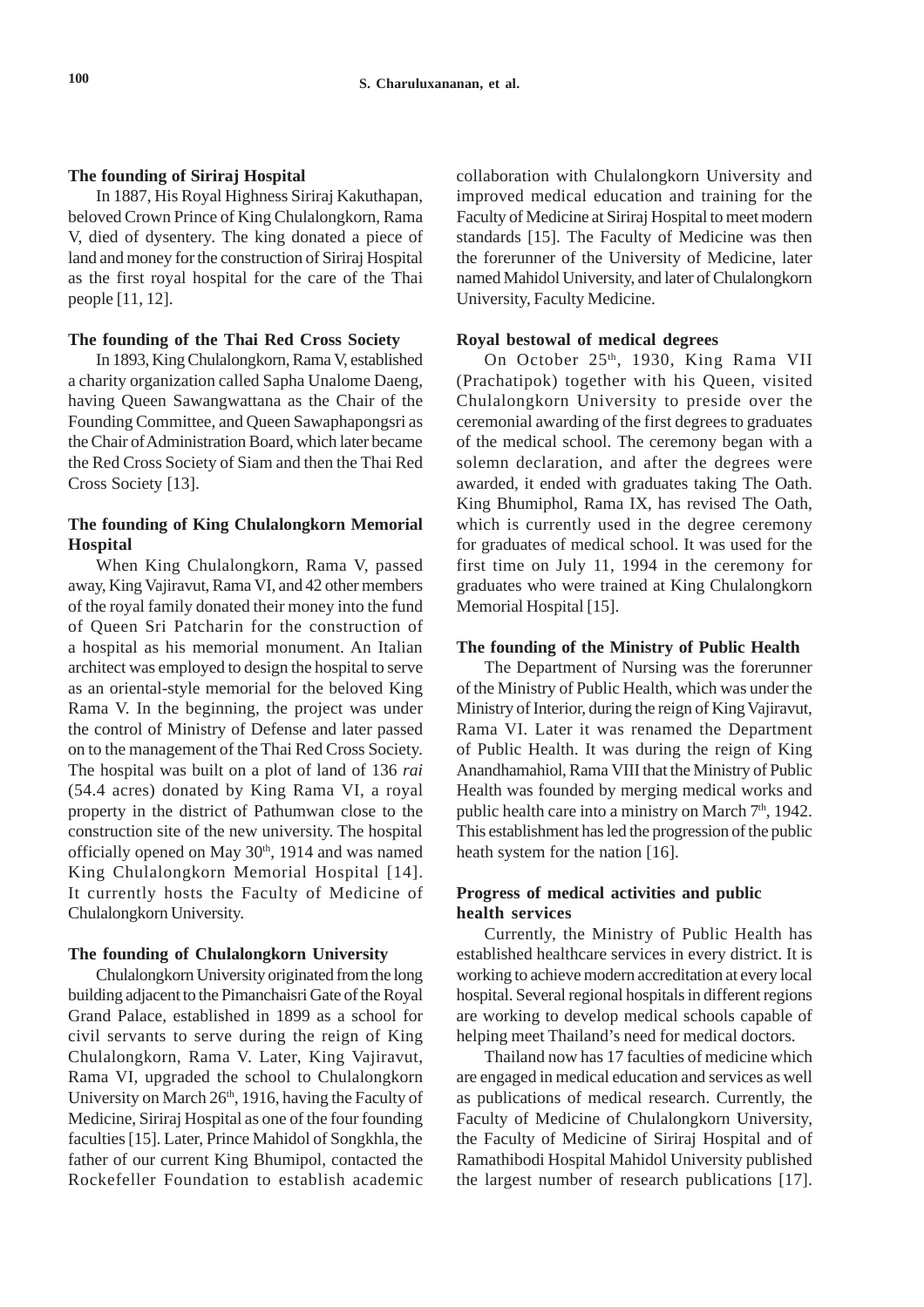### The founding of Siriraj Hospital

In 1887, His Royal Highness Siriraj Kakuthapan, beloved Crown Prince of King Chulalongkorn, Rama V, died of dysentery. The king donated a piece of land and money for the construction of Siriraj Hospital as the first royal hospital for the care of the Thai people [11, 12].

### The founding of the Thai Red Cross Society

In 1893, King Chulalongkorn, Rama V, established a charity organization called Sapha Unalome Daeng, having Queen Sawangwattana as the Chair of the Founding Committee, and Queen Sawaphapongsri as the Chair of Administration Board, which later became the Red Cross Society of Siam and then the Thai Red Cross Society [13].

### The founding of King Chulalongkorn Memorial Hospital

When King Chulalongkorn, Rama V, passed away, King Vajiravut, Rama VI, and 42 other members of the royal family donated their money into the fund of Queen Sri Patcharin for the construction of a hospital as his memorial monument. An Italian architect was employed to design the hospital to serve as an oriental-style memorial for the beloved King Rama V. In the beginning, the project was under the control of Ministry of Defense and later passed on to the management of the Thai Red Cross Society. The hospital was built on a plot of land of 136 *rai* (54.4 acres) donated by King Rama VI, a royal property in the district of Pathumwan close to the construction site of the new university. The hospital officially opened on May 30th, 1914 and was named King Chulalongkorn Memorial Hospital [14]. It currently hosts the Faculty of Medicine of Chulalongkorn University.

### The founding of Chulalongkorn University

Chulalongkorn University originated from the long building adjacent to the Pimanchaisri Gate of the Royal Grand Palace, established in 1899 as a school for civil servants to serve during the reign of King Chulalongkorn, Rama V. Later, King Vajiravut, Rama VI, upgraded the school to Chulalongkorn University on March 26th, 1916, having the Faculty of Medicine, Siriraj Hospital as one of the four founding faculties [15]. Later, Prince Mahidol of Songkhla, the father of our current King Bhumipol, contacted the Rockefeller Foundation to establish academic collaboration with Chulalongkorn University and improved medical education and training for the Faculty of Medicine at Siriraj Hospital to meet modern standards [15]. The Faculty of Medicine was then the forerunner of the University of Medicine, later named Mahidol University, and later of Chulalongkorn University, Faculty Medicine.

### Royal bestowal of medical degrees

On October 25th, 1930, King Rama VII (Prachatipok) together with his Queen, visited Chulalongkorn University to preside over the ceremonial awarding of the first degrees to graduates of the medical school. The ceremony began with a solemn declaration, and after the degrees were awarded, it ended with graduates taking The Oath. King Bhumiphol, Rama IX, has revised The Oath, which is currently used in the degree ceremony for graduates of medical school. It was used for the first time on July 11, 1994 in the ceremony for graduates who were trained at King Chulalongkorn Memorial Hospital [15].

### The founding of the Ministry of Public Health

The Department of Nursing was the forerunner of the Ministry of Public Health, which was under the Ministry of Interior, during the reign of King Vajiravut, Rama VI. Later it was renamed the Department of Public Health. It was during the reign of King Anandhamahiol, Rama VIII that the Ministry of Public Health was founded by merging medical works and public health care into a ministry on March 7th, 1942. This establishment has led the progression of the public heath system for the nation [16].

### Progress of medical activities and public health services

Currently, the Ministry of Public Health has established healthcare services in every district. It is working to achieve modern accreditation at every local hospital. Several regional hospitals in different regions are working to develop medical schools capable of helping meet Thailand's need for medical doctors.

Thailand now has 17 faculties of medicine which are engaged in medical education and services as well as publications of medical research. Currently, the Faculty of Medicine of Chulalongkorn University, the Faculty of Medicine of Siriraj Hospital and of Ramathibodi Hospital Mahidol University published the largest number of research publications [17].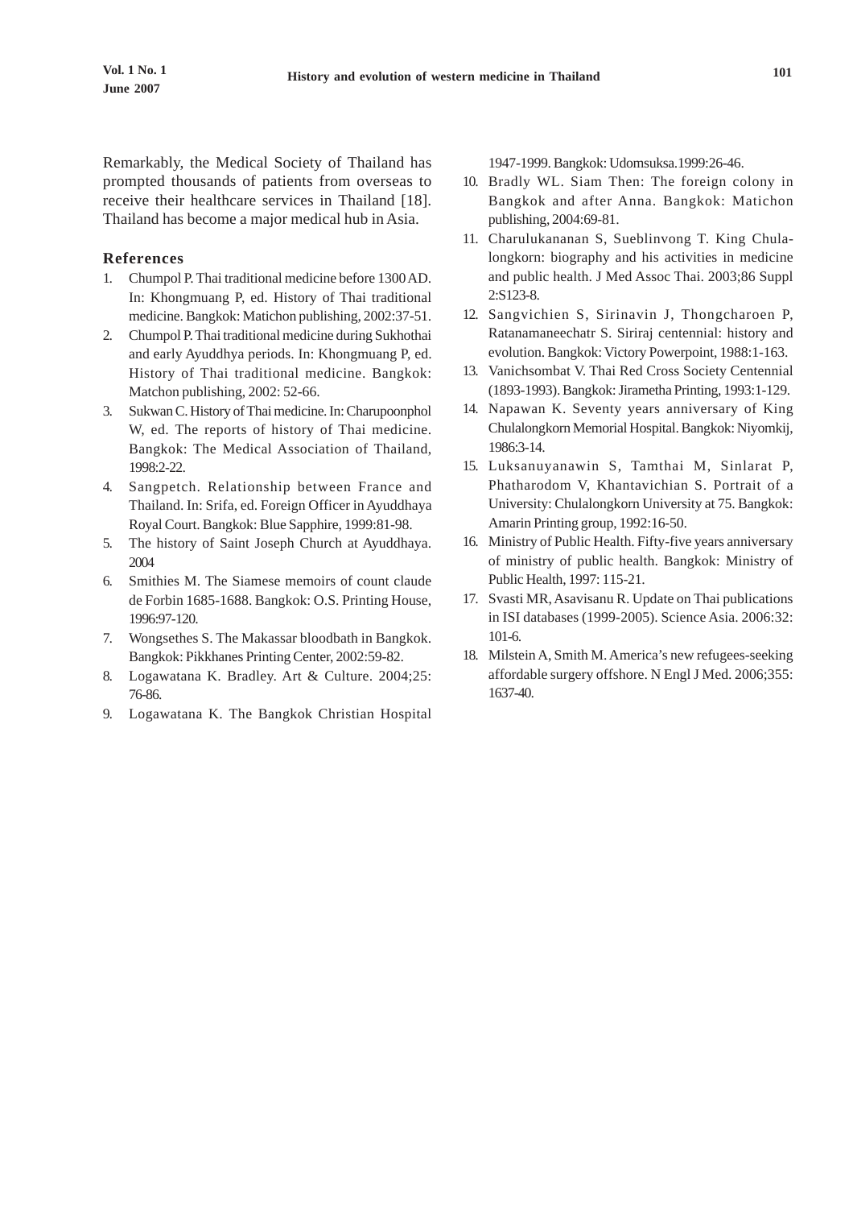Remarkably, the Medical Society of Thailand has prompted thousands of patients from overseas to receive their healthcare services in Thailand [18]. Thailand has become a major medical hub in Asia.

## References

1. Chumpol P. Thai traditional medicine before 1300 AD. In: Khongmuang P, ed. History of Thai traditional medicine. Bangkok: Matichon publishing, 2002:37-51.
2. Chumpol P. Thai traditional medicine during Sukhothai and early Ayuddhya periods. In: Khongmuang P, ed. History of Thai traditional medicine. Bangkok: Matchon publishing, 2002: 52-66.
3. Sukwan C. History of Thai medicine. In: Charupoonphol W, ed. The reports of history of Thai medicine. Bangkok: The Medical Association of Thailand, 1998:2-22.
4. Sangpetch. Relationship between France and Thailand. In: Srifa, ed. Foreign Officer in Ayuddhaya Royal Court. Bangkok: Blue Sapphire, 1999:81-98.
5. The history of Saint Joseph Church at Ayuddhaya. 2004
6. Smithies M. The Siamese memoirs of count claude de Forbin 1685-1688. Bangkok: O.S. Printing House, 1996:97-120.
7. Wongsethes S. The Makassar bloodbath in Bangkok. Bangkok: Pikkhanes Printing Center, 2002:59-82.
8. Logawatana K. Bradley. Art & Culture. 2004;25: 76-86.
9. Logawatana K. The Bangkok Christian Hospital 1947-1999. Bangkok: Udomsuksa.1999:26-46.
10. Bradly WL. Siam Then: The foreign colony in Bangkok and after Anna. Bangkok: Matichon publishing, 2004:69-81.
11. Charulukananan S, Sueblinvong T. King Chulalongkorn: biography and his activities in medicine and public health. J Med Assoc Thai. 2003;86 Suppl 2:S123-8.
12. Sangvichien S, Sirinavin J, Thongcharoen P, Ratanamaneechatr S. Siriraj centennial: history and evolution. Bangkok: Victory Powerpoint, 1988:1-163.
13. Vanichsombat V. Thai Red Cross Society Centennial (1893-1993). Bangkok: Jirametha Printing, 1993:1-129.
14. Napawan K. Seventy years anniversary of King Chulalongkorn Memorial Hospital. Bangkok: Niyomkij, 1986:3-14.
15. Luksanuyanawin S, Tamthai M, Sinlarat P, Phatharodom V, Khantavichian S. Portrait of a University: Chulalongkorn University at 75. Bangkok: Amarin Printing group, 1992:16-50.
16. Ministry of Public Health. Fifty-five years anniversary of ministry of public health. Bangkok: Ministry of Public Health, 1997: 115-21.
17. Svasti MR, Asavisanu R. Update on Thai publications in ISI databases (1999-2005). Science Asia. 2006:32: 101-6.
18. Milstein A, Smith M. America's new refugees-seeking affordable surgery offshore. N Engl J Med. 2006;355: 1637-40.